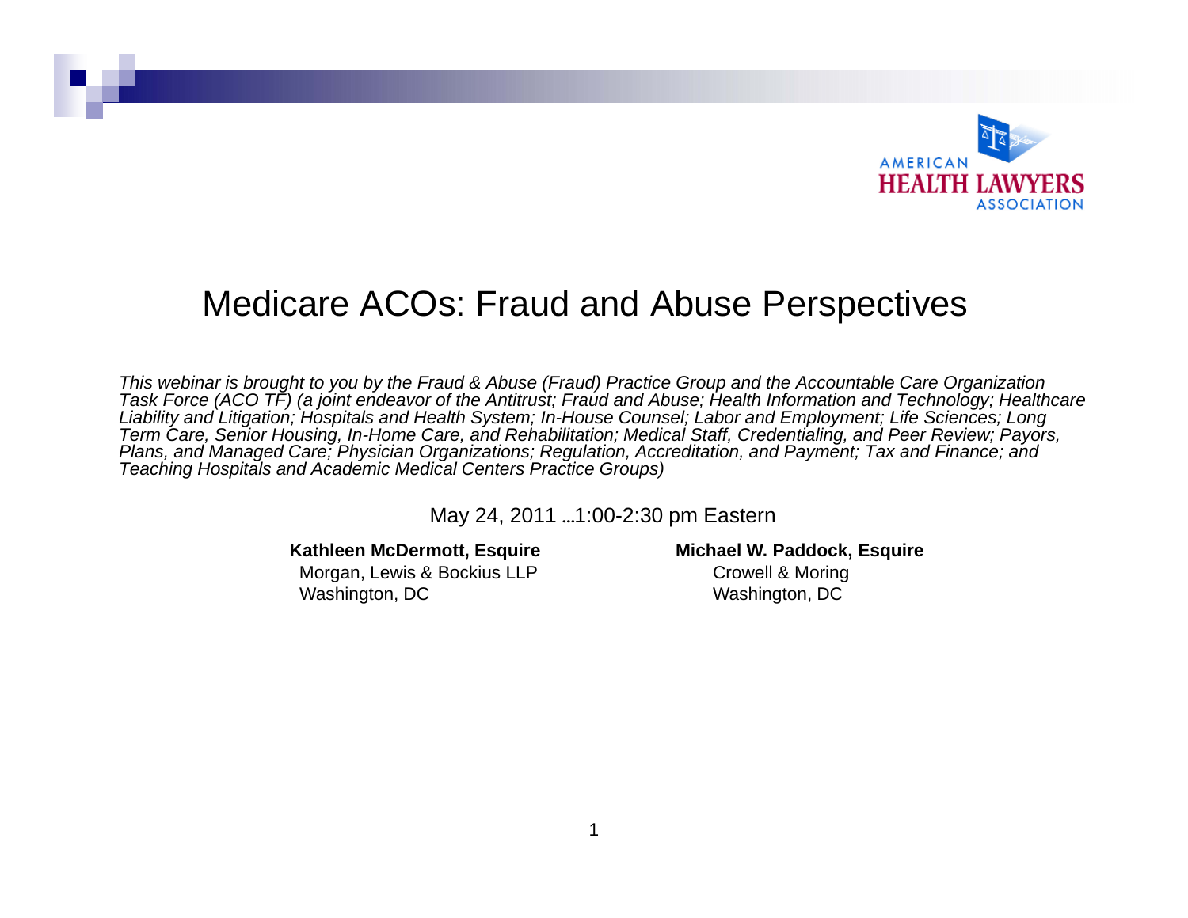AMERICAN HEALTH LAWYERS ASSOCIATION

# Medicare ACOs: Fraud and Abuse Perspectives

*This webinar is brought to you by the Fraud & Abuse (Fraud) Practice Group and the Accountable Care Organization Task Force (ACO TF) (a joint endeavor of the Antitrust; Fraud and Abuse; Health Information and Technology; Healthcare Liability and Litigation; Hospitals and Health System; In-House Counsel; Labor and Employment; Life Sciences; Long Term Care, Senior Housing, In-Home Care, and Rehabilitation; Medical Staff, Credentialing, and Peer Review; Payors, Plans, and Managed Care; Physician Organizations; Regulation, Accreditation, and Payment; Tax and Finance; and Teaching Hospitals and Academic Medical Centers Practice Groups)*

May 24, 2011 …1:00-2:30 pm Eastern

**Kathleen McDermott, Esquire**
Morgan, Lewis & Bockius LLP
Washington, DC

**Michael W. Paddock, Esquire**
Crowell & Moring
Washington, DC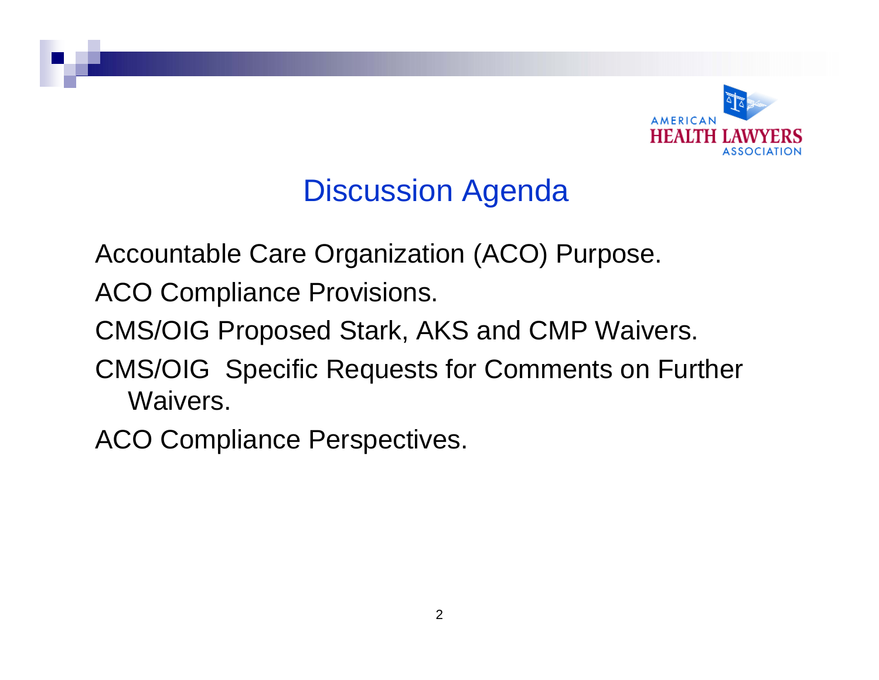# Discussion Agenda

Accountable Care Organization (ACO) Purpose.

ACO Compliance Provisions.

CMS/OIG Proposed Stark, AKS and CMP Waivers.

CMS/OIG Specific Requests for Comments on Further Waivers.

ACO Compliance Perspectives.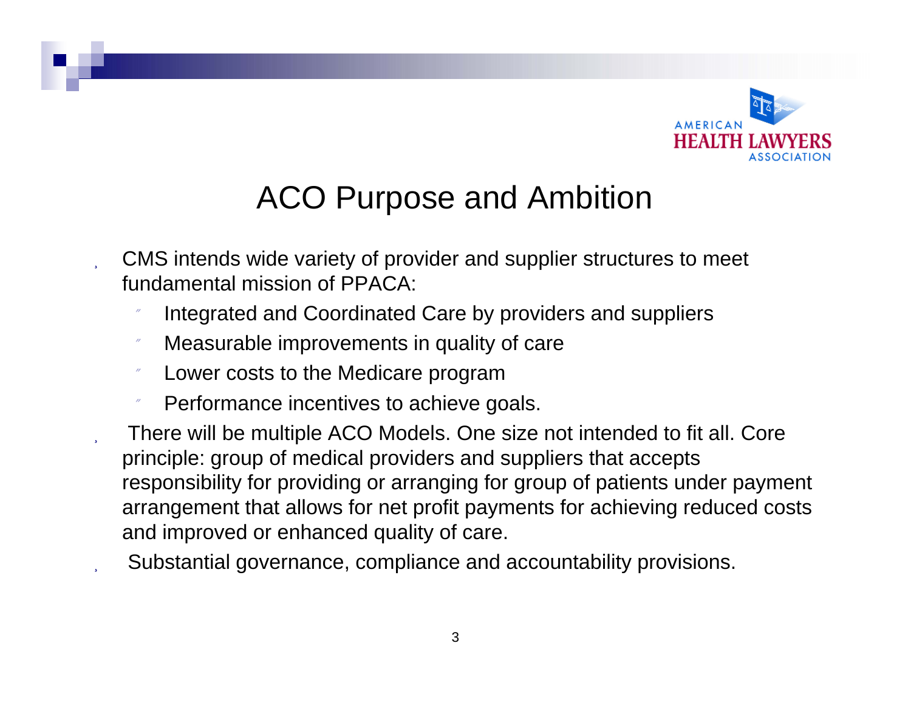# ACO Purpose and Ambition

- CMS intends wide variety of provider and supplier structures to meet fundamental mission of PPACA:
  - Integrated and Coordinated Care by providers and suppliers
  - Measurable improvements in quality of care
  - Lower costs to the Medicare program
  - Performance incentives to achieve goals.
- There will be multiple ACO Models. One size not intended to fit all. Core principle: group of medical providers and suppliers that accepts responsibility for providing or arranging for group of patients under payment arrangement that allows for net profit payments for achieving reduced costs and improved or enhanced quality of care.
- Substantial governance, compliance and accountability provisions.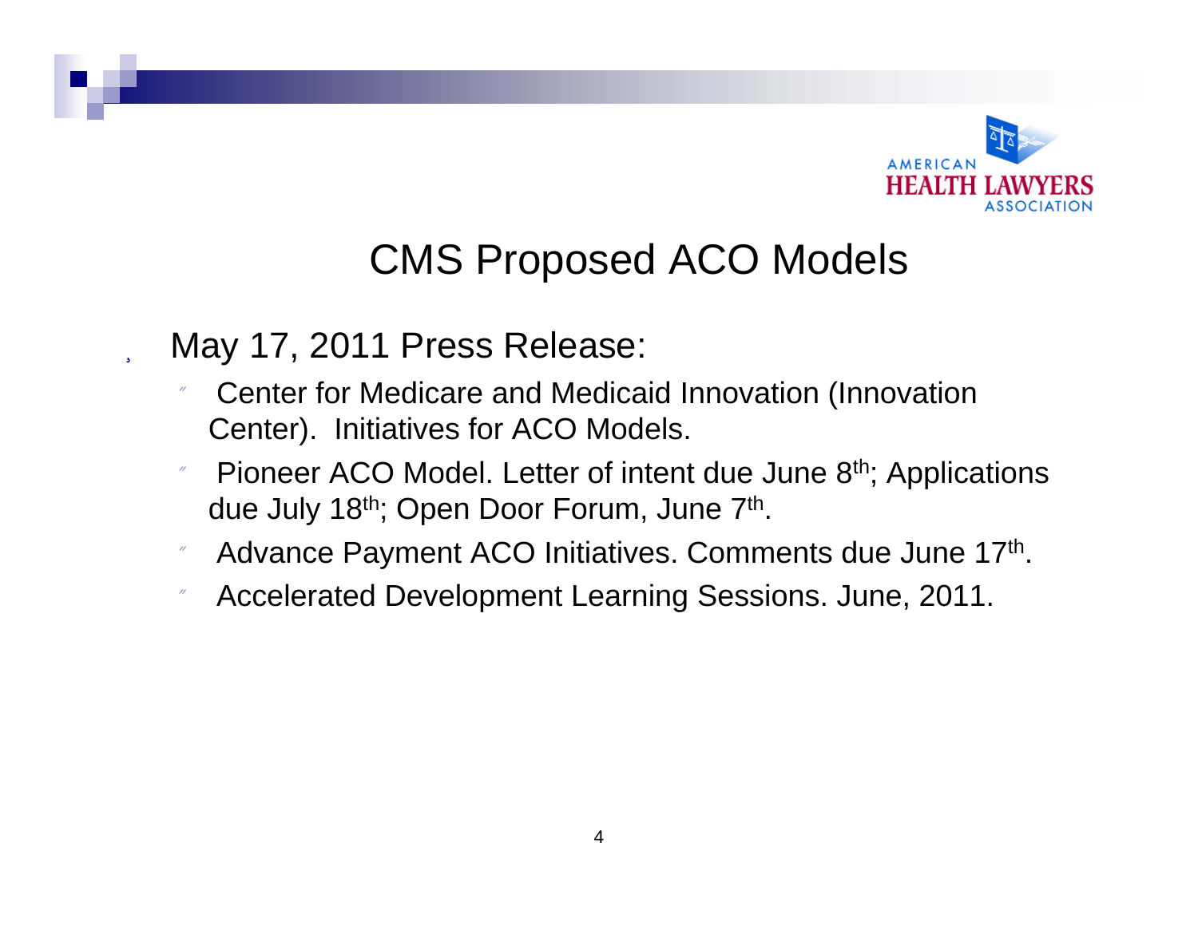# CMS Proposed ACO Models

- May 17, 2011 Press Release:
  - Center for Medicare and Medicaid Innovation (Innovation Center). Initiatives for ACO Models.
  - Pioneer ACO Model. Letter of intent due June 8th; Applications due July 18th; Open Door Forum, June 7th.
  - Advance Payment ACO Initiatives. Comments due June 17th.
  - Accelerated Development Learning Sessions. June, 2011.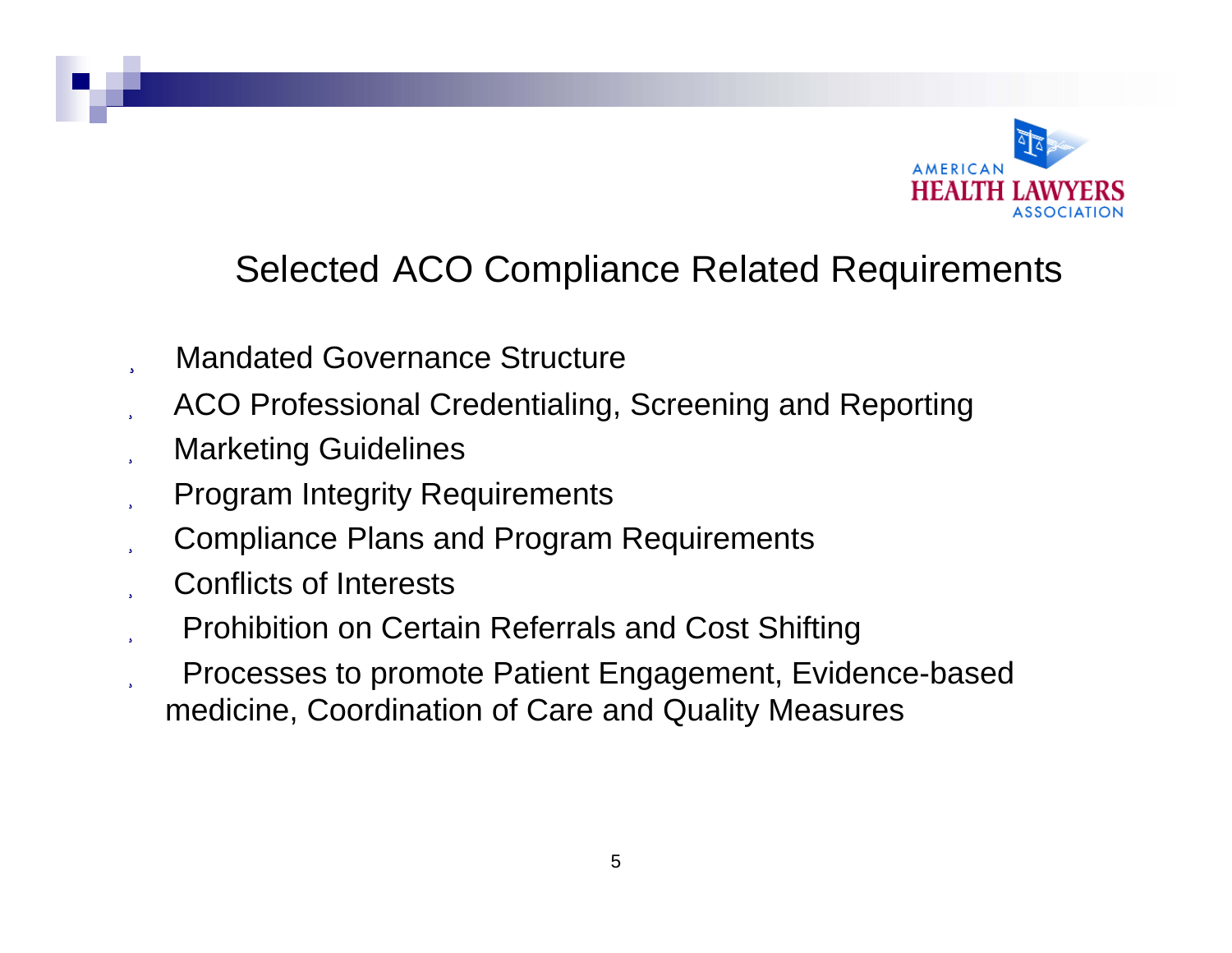## Selected ACO Compliance Related Requirements

- Mandated Governance Structure
- ACO Professional Credentialing, Screening and Reporting
- Marketing Guidelines
- Program Integrity Requirements
- Compliance Plans and Program Requirements
- Conflicts of Interests
- Prohibition on Certain Referrals and Cost Shifting
- Processes to promote Patient Engagement, Evidence-based medicine, Coordination of Care and Quality Measures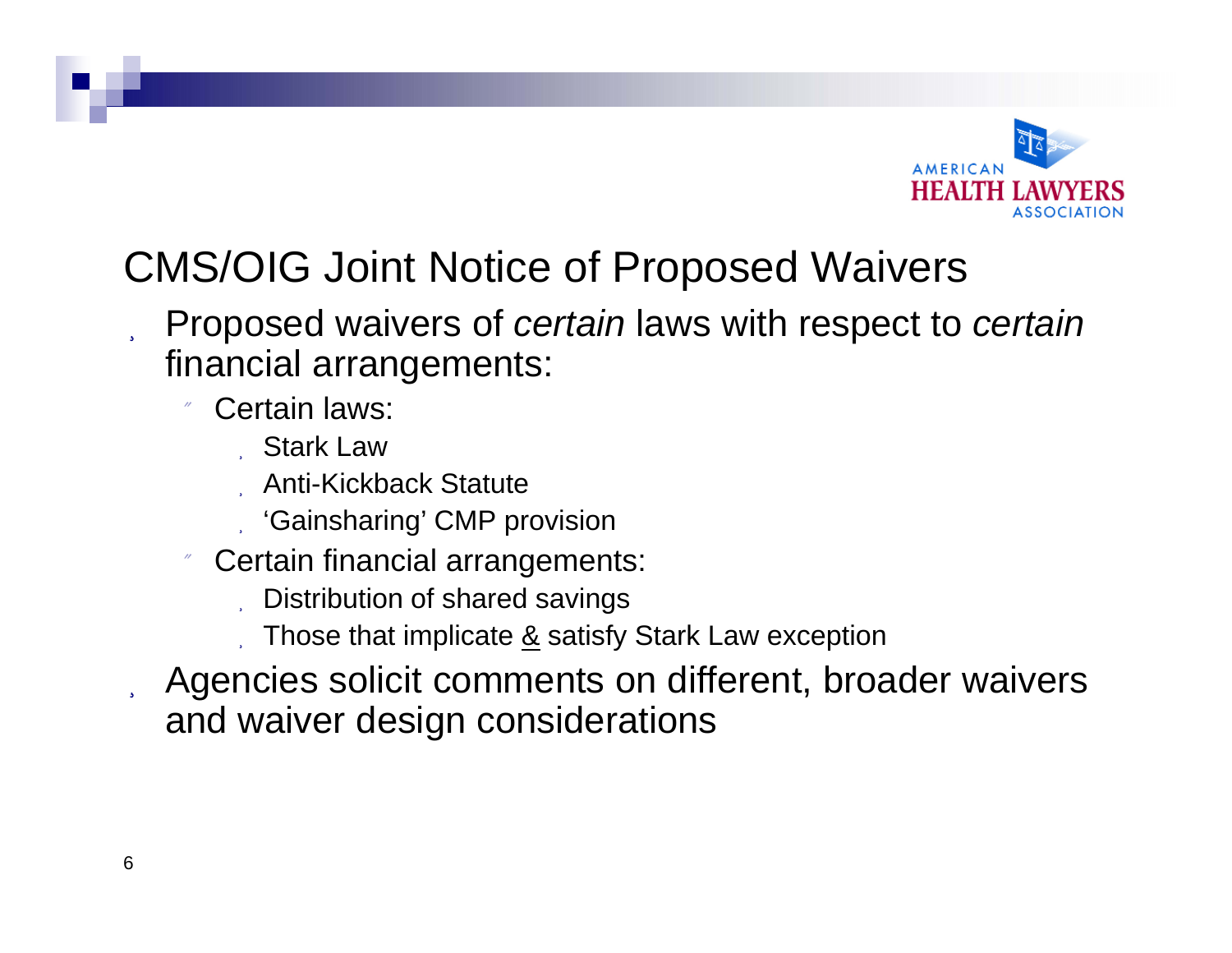# CMS/OIG Joint Notice of Proposed Waivers

- Proposed waivers of *certain* laws with respect to *certain* financial arrangements:
  - Certain laws:
    - Stark Law
    - Anti-Kickback Statute
    - 'Gainsharing' CMP provision
  - Certain financial arrangements:
    - Distribution of shared savings
    - Those that implicate <u>&</u> satisfy Stark Law exception
- Agencies solicit comments on different, broader waivers and waiver design considerations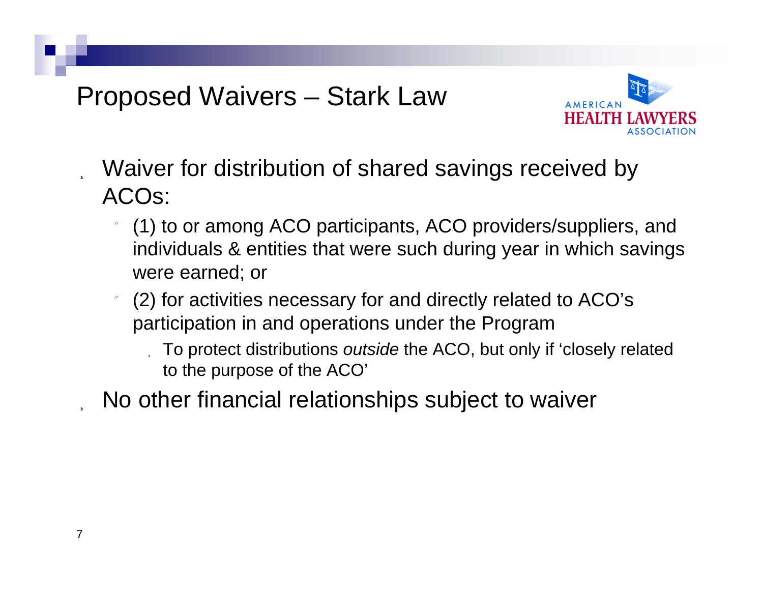# Proposed Waivers – Stark Law

- Waiver for distribution of shared savings received by ACOs:
  - (1) to or among ACO participants, ACO providers/suppliers, and individuals & entities that were such during year in which savings were earned; or
  - (2) for activities necessary for and directly related to ACO's participation in and operations under the Program
    - To protect distributions *outside* the ACO, but only if 'closely related to the purpose of the ACO'
- No other financial relationships subject to waiver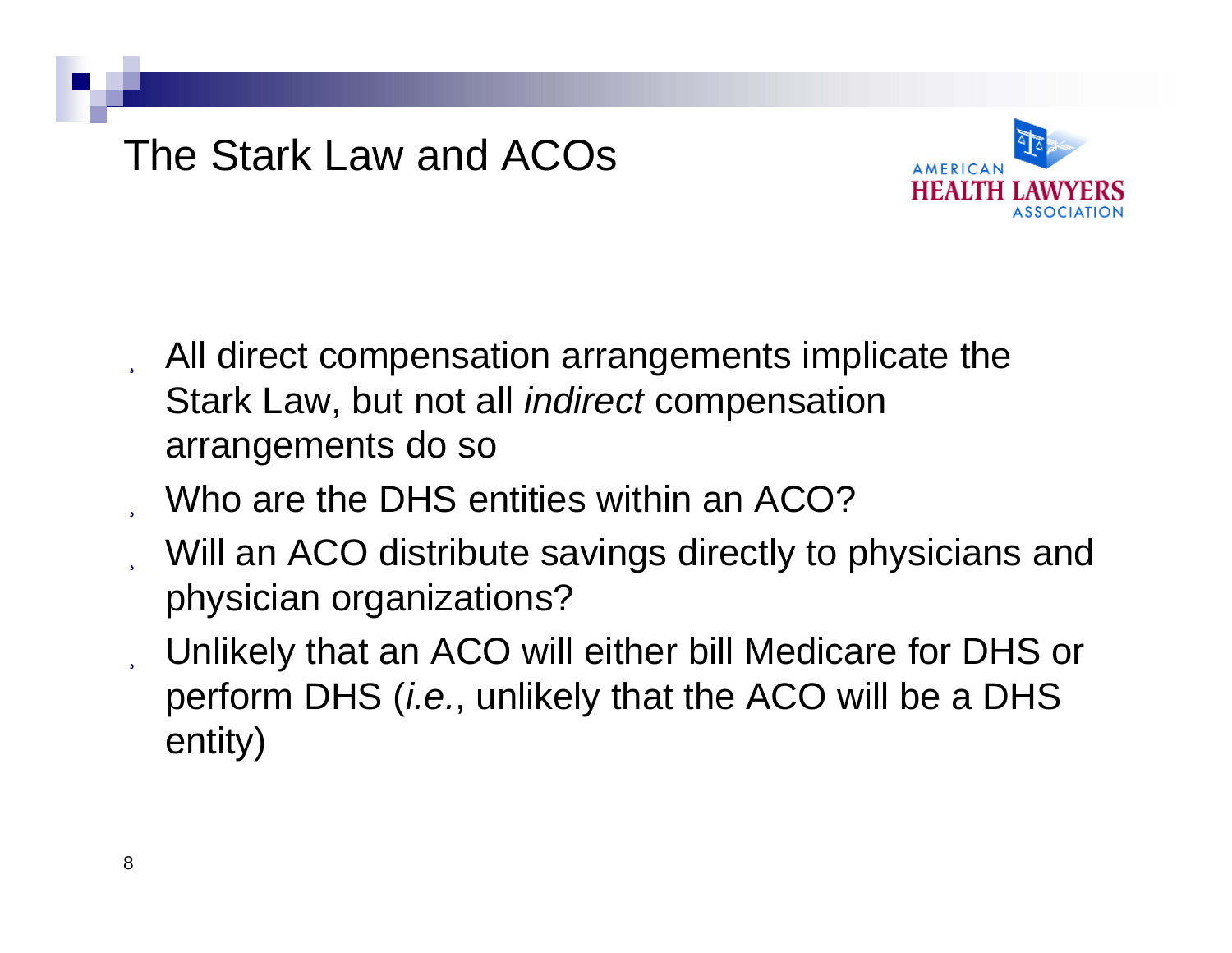# The Stark Law and ACOs

- All direct compensation arrangements implicate the Stark Law, but not all *indirect* compensation arrangements do so
- Who are the DHS entities within an ACO?
- Will an ACO distribute savings directly to physicians and physician organizations?
- Unlikely that an ACO will either bill Medicare for DHS or perform DHS (*i.e.*, unlikely that the ACO will be a DHS entity)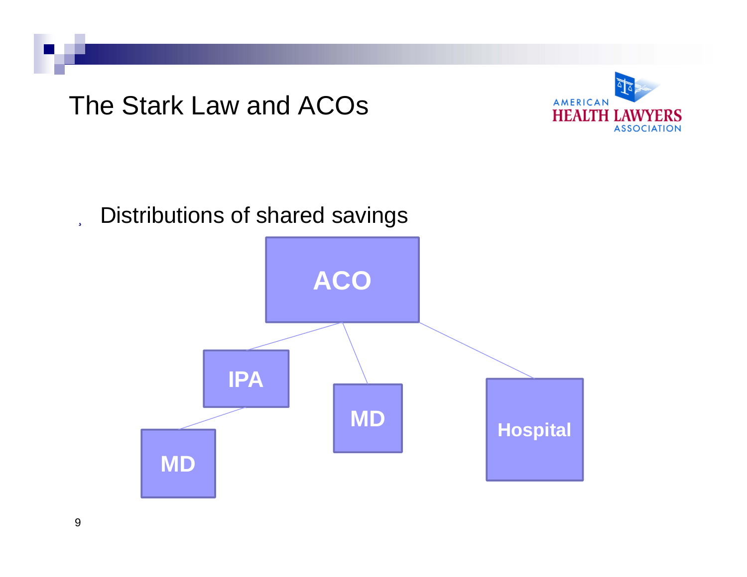# The Stark Law and ACOs

- Distributions of shared savings

ACO

IPA

MD

MD

Hospital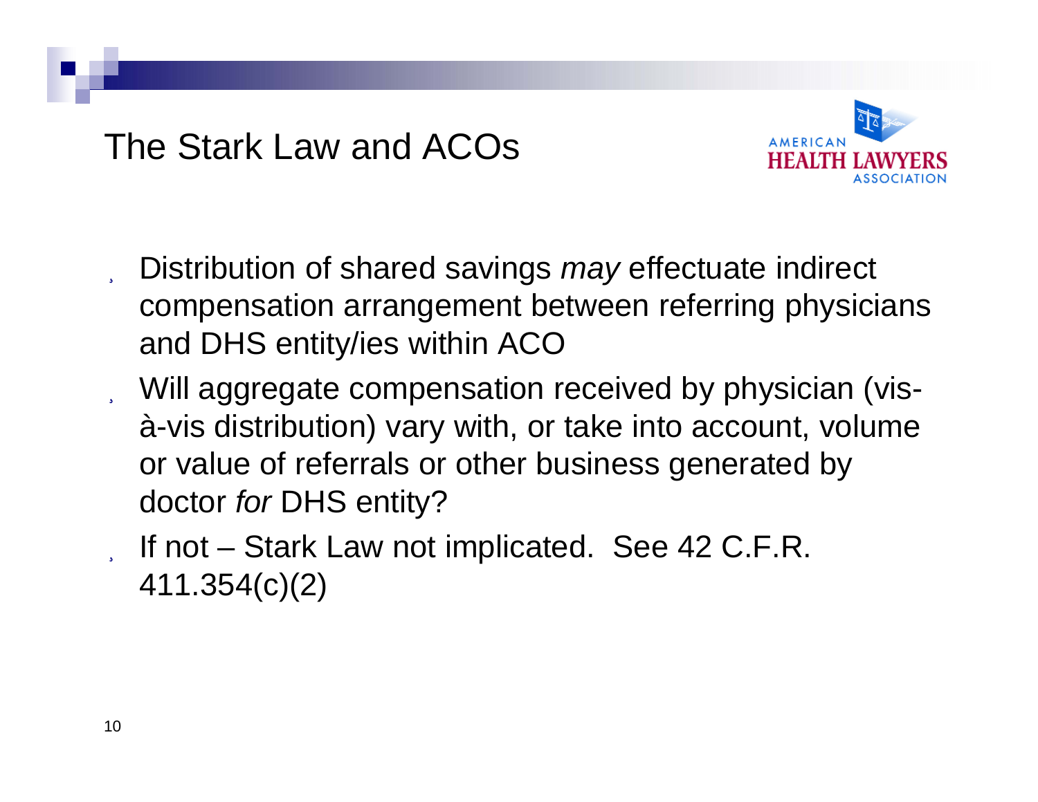# The Stark Law and ACOs

- Distribution of shared savings *may* effectuate indirect compensation arrangement between referring physicians and DHS entity/ies within ACO
- Will aggregate compensation received by physician (vis-à-vis distribution) vary with, or take into account, volume or value of referrals or other business generated by doctor *for* DHS entity?
- If not – Stark Law not implicated. See 42 C.F.R. 411.354(c)(2)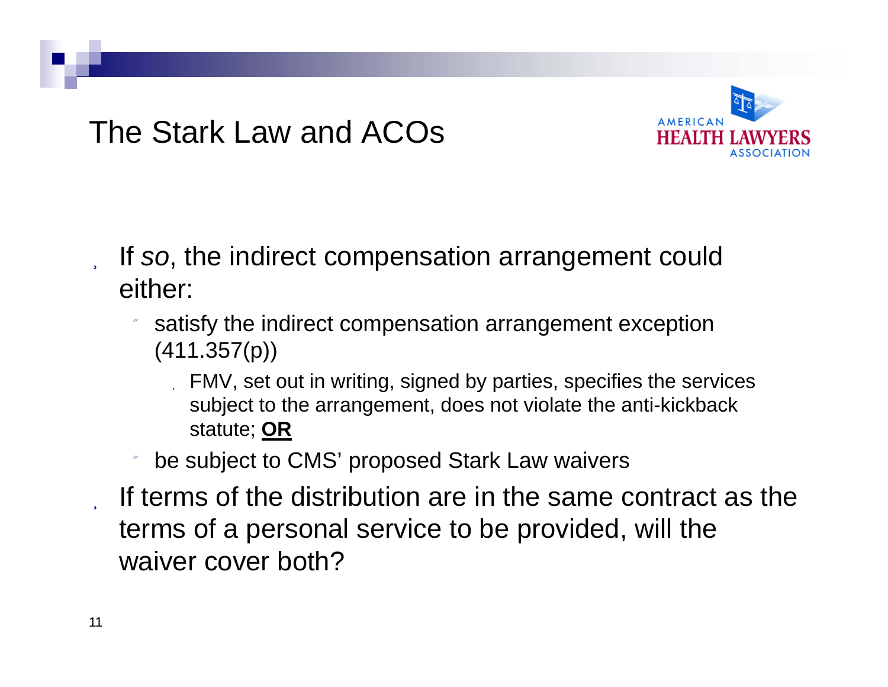# The Stark Law and ACOs

- If *so*, the indirect compensation arrangement could either:
  - satisfy the indirect compensation arrangement exception (411.357(p))
    - FMV, set out in writing, signed by parties, specifies the services subject to the arrangement, does not violate the anti-kickback statute; **OR**
  - be subject to CMS' proposed Stark Law waivers
- If terms of the distribution are in the same contract as the terms of a personal service to be provided, will the waiver cover both?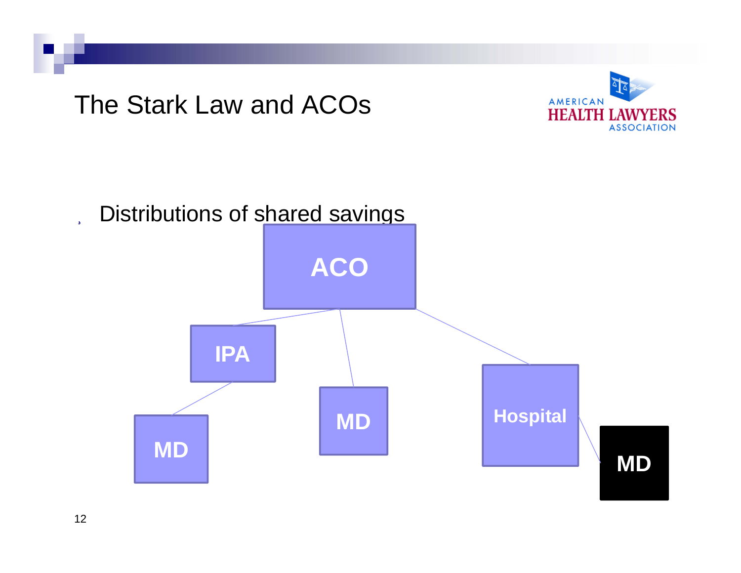# The Stark Law and ACOs

- Distributions of shared savings

ACO

IPA

MD

MD

Hospital

MD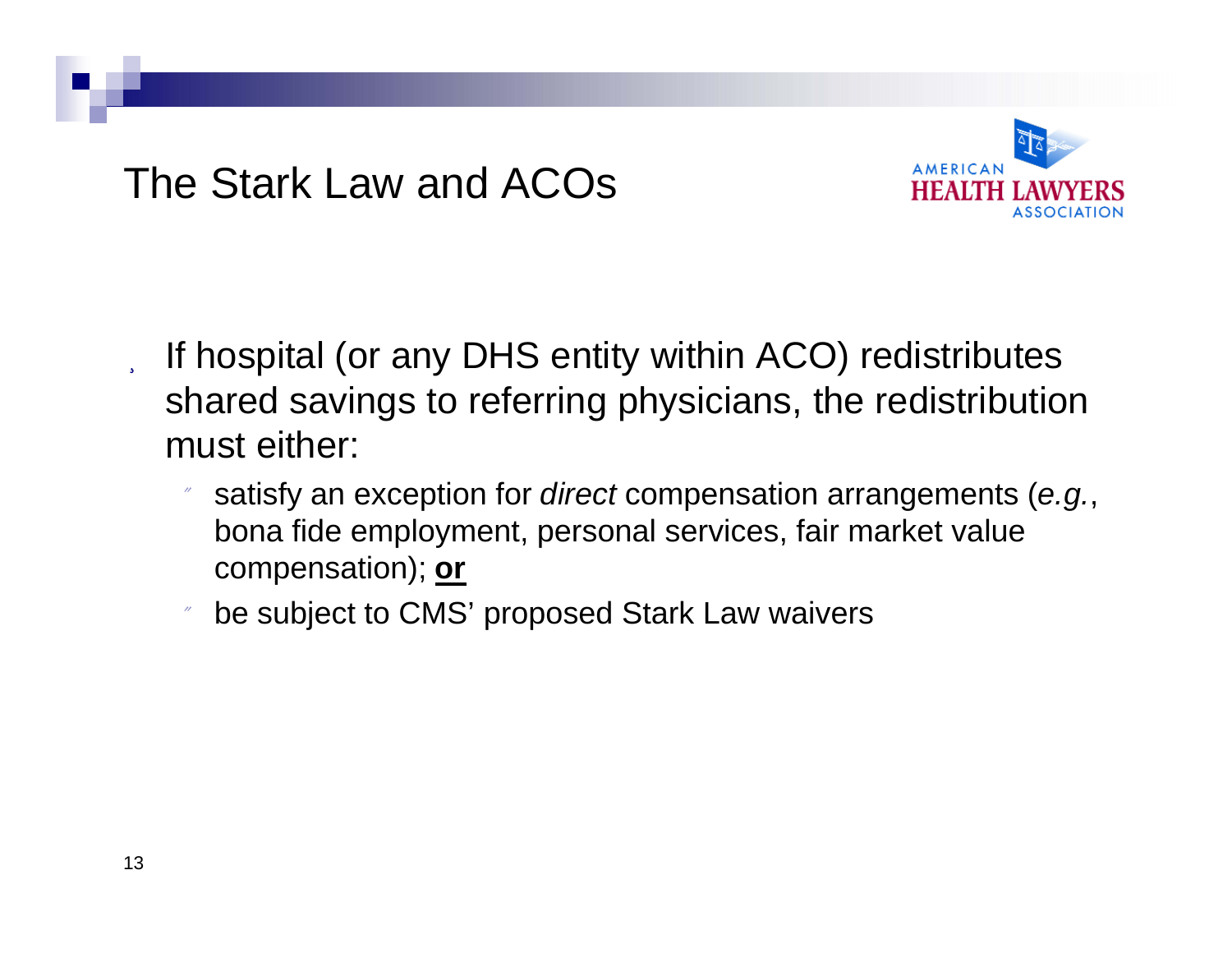# The Stark Law and ACOs

- If hospital (or any DHS entity within ACO) redistributes shared savings to referring physicians, the redistribution must either:
  - satisfy an exception for *direct* compensation arrangements (*e.g.*, bona fide employment, personal services, fair market value compensation); **or**
  - be subject to CMS' proposed Stark Law waivers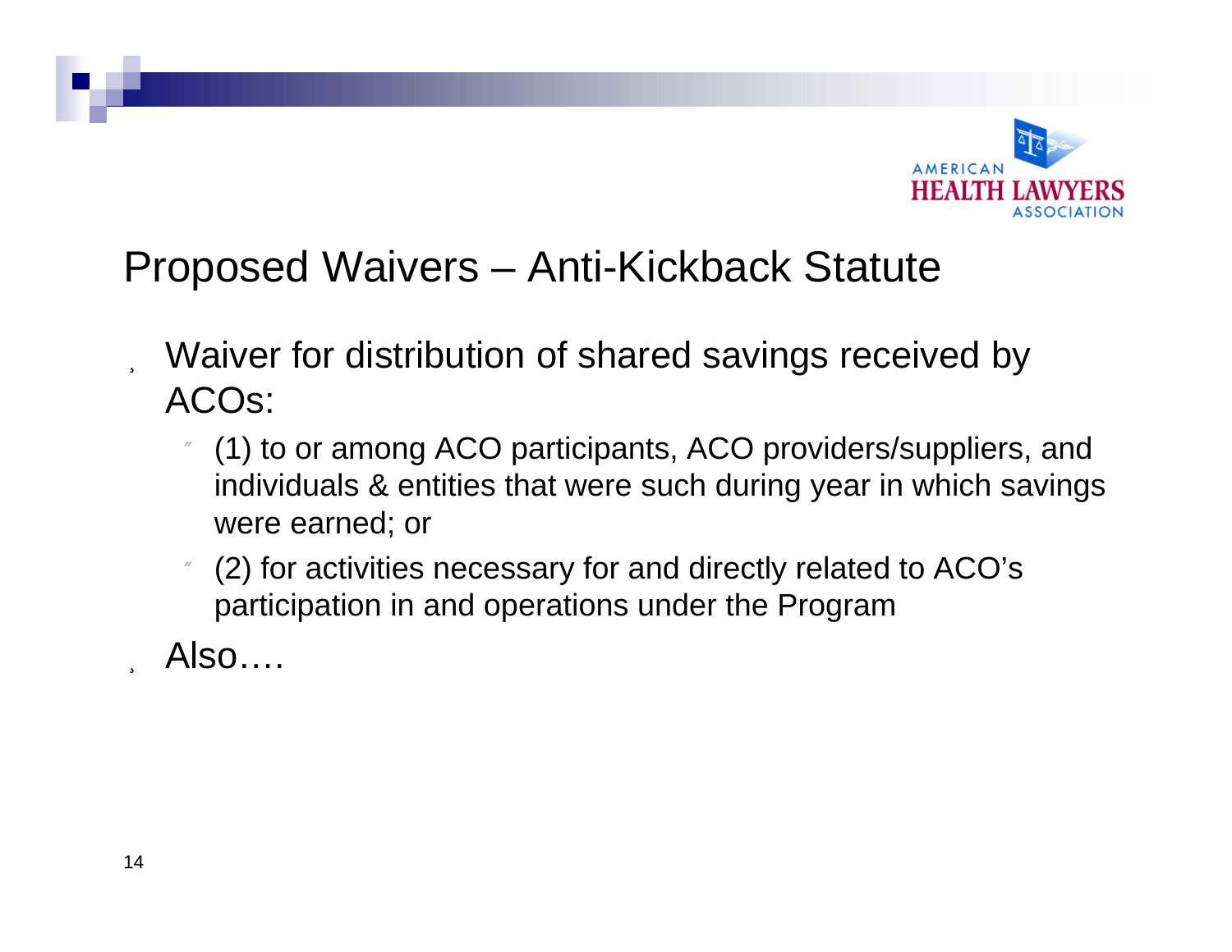## Proposed Waivers – Anti-Kickback Statute

- Waiver for distribution of shared savings received by ACOs:
  - (1) to or among ACO participants, ACO providers/suppliers, and individuals & entities that were such during year in which savings were earned; or
  - (2) for activities necessary for and directly related to ACO's participation in and operations under the Program
- Also….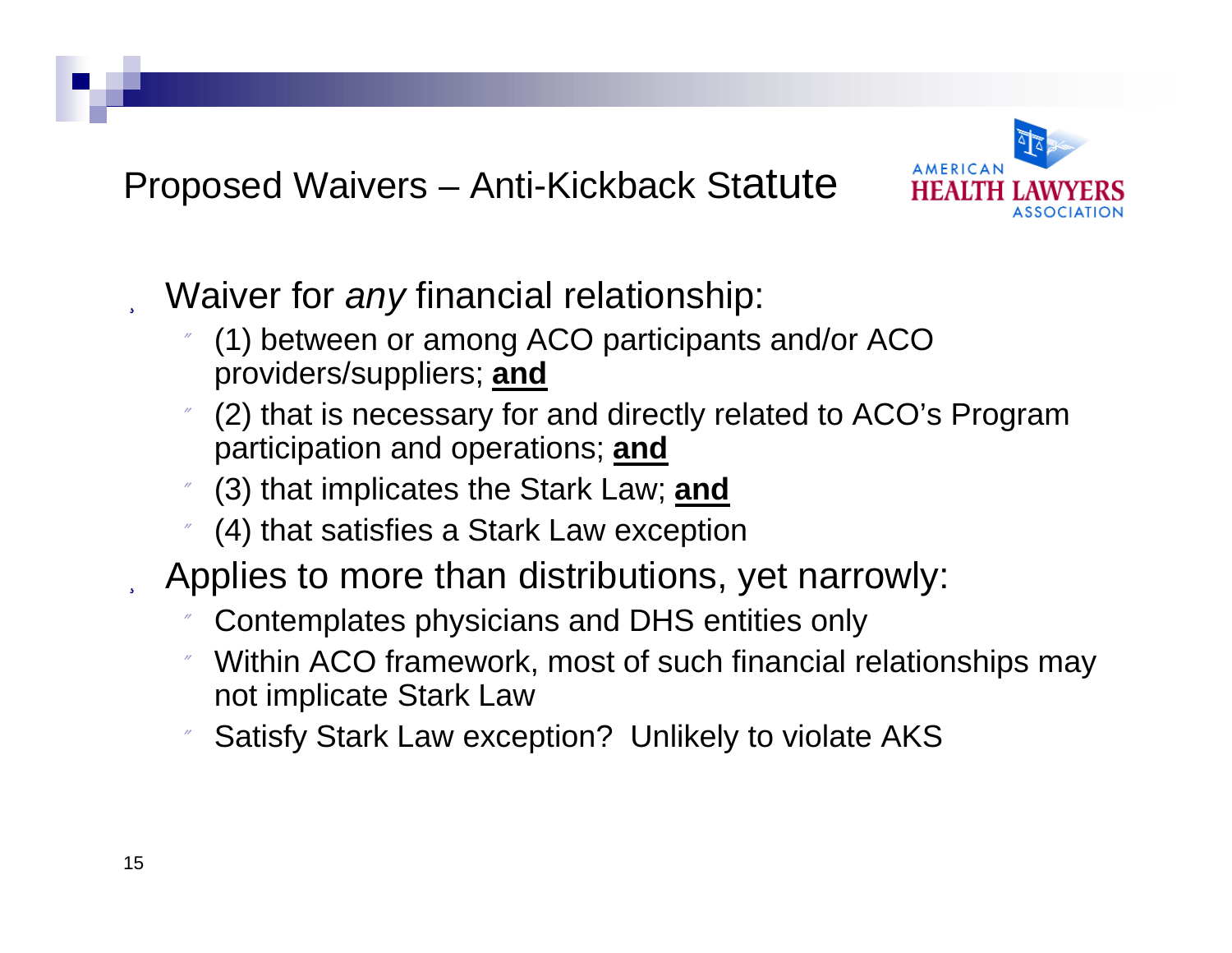## Proposed Waivers – Anti-Kickback Statute

- Waiver for *any* financial relationship:
  - (1) between or among ACO participants and/or ACO providers/suppliers; **and**
  - (2) that is necessary for and directly related to ACO's Program participation and operations; **and**
  - (3) that implicates the Stark Law; **and**
  - (4) that satisfies a Stark Law exception
- Applies to more than distributions, yet narrowly:
  - Contemplates physicians and DHS entities only
  - Within ACO framework, most of such financial relationships may not implicate Stark Law
  - Satisfy Stark Law exception? Unlikely to violate AKS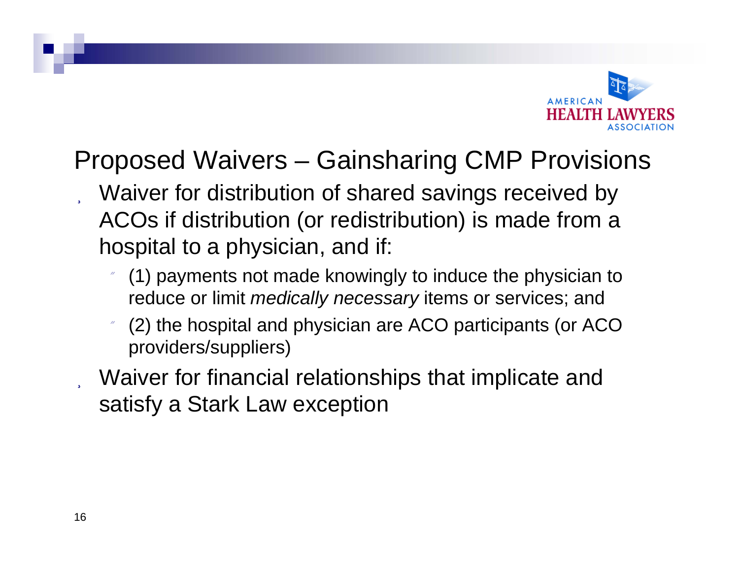# Proposed Waivers – Gainsharing CMP Provisions

- Waiver for distribution of shared savings received by ACOs if distribution (or redistribution) is made from a hospital to a physician, and if:
  - (1) payments not made knowingly to induce the physician to reduce or limit *medically necessary* items or services; and
  - (2) the hospital and physician are ACO participants (or ACO providers/suppliers)
- Waiver for financial relationships that implicate and satisfy a Stark Law exception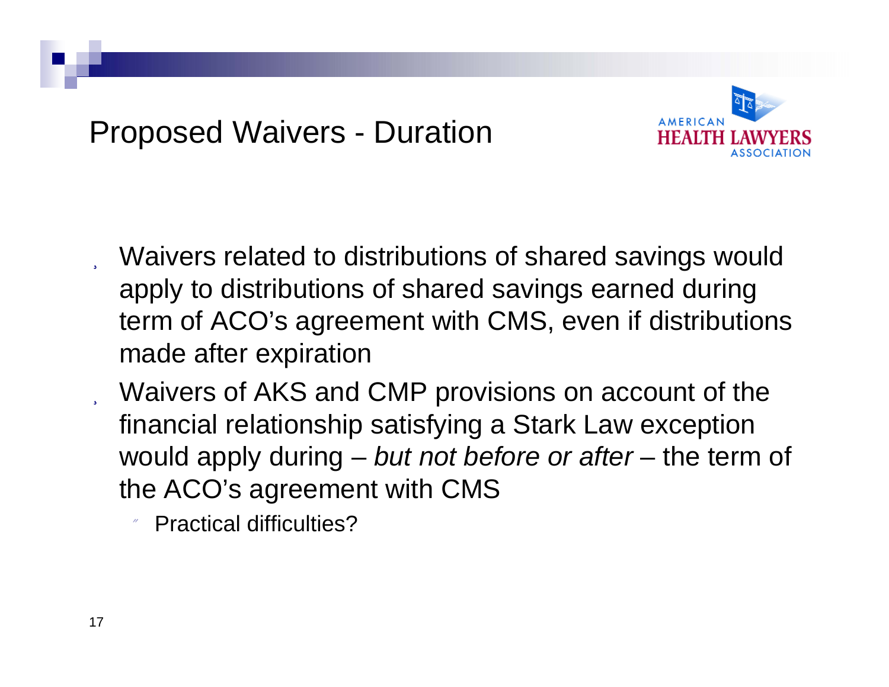# Proposed Waivers - Duration

- Waivers related to distributions of shared savings would apply to distributions of shared savings earned during term of ACO's agreement with CMS, even if distributions made after expiration
- Waivers of AKS and CMP provisions on account of the financial relationship satisfying a Stark Law exception would apply during – *but not before or after* – the term of the ACO's agreement with CMS
  - Practical difficulties?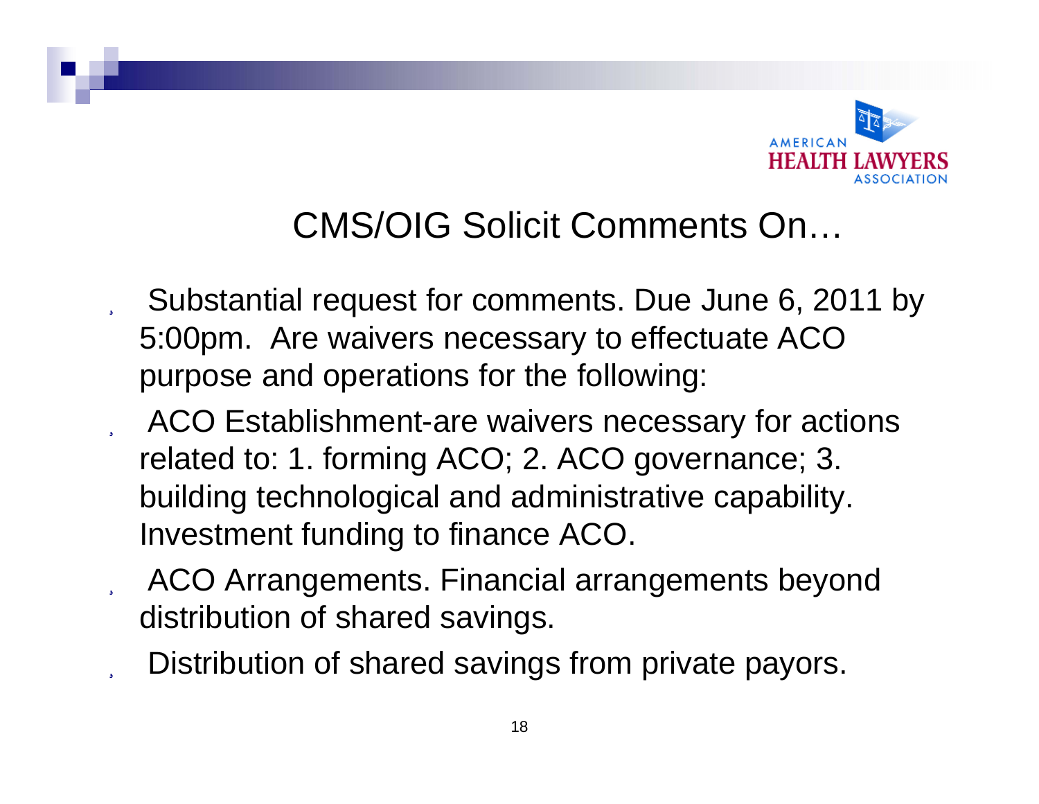# CMS/OIG Solicit Comments On…

- Substantial request for comments. Due June 6, 2011 by 5:00pm. Are waivers necessary to effectuate ACO purpose and operations for the following:
- ACO Establishment-are waivers necessary for actions related to: 1. forming ACO; 2. ACO governance; 3. building technological and administrative capability. Investment funding to finance ACO.
- ACO Arrangements. Financial arrangements beyond distribution of shared savings.
- Distribution of shared savings from private payors.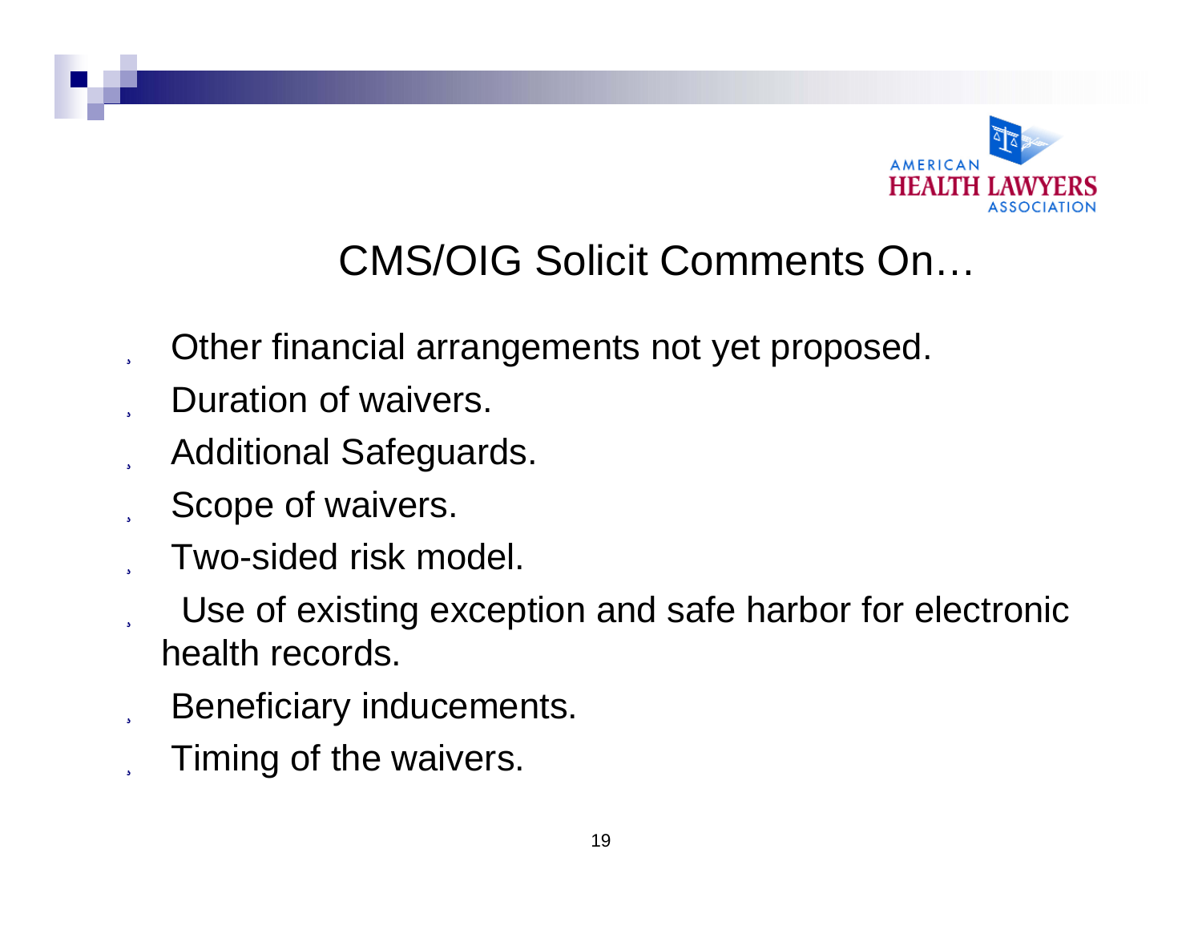# CMS/OIG Solicit Comments On…

- Other financial arrangements not yet proposed.
- Duration of waivers.
- Additional Safeguards.
- Scope of waivers.
- Two-sided risk model.
- Use of existing exception and safe harbor for electronic health records.
- Beneficiary inducements.
- Timing of the waivers.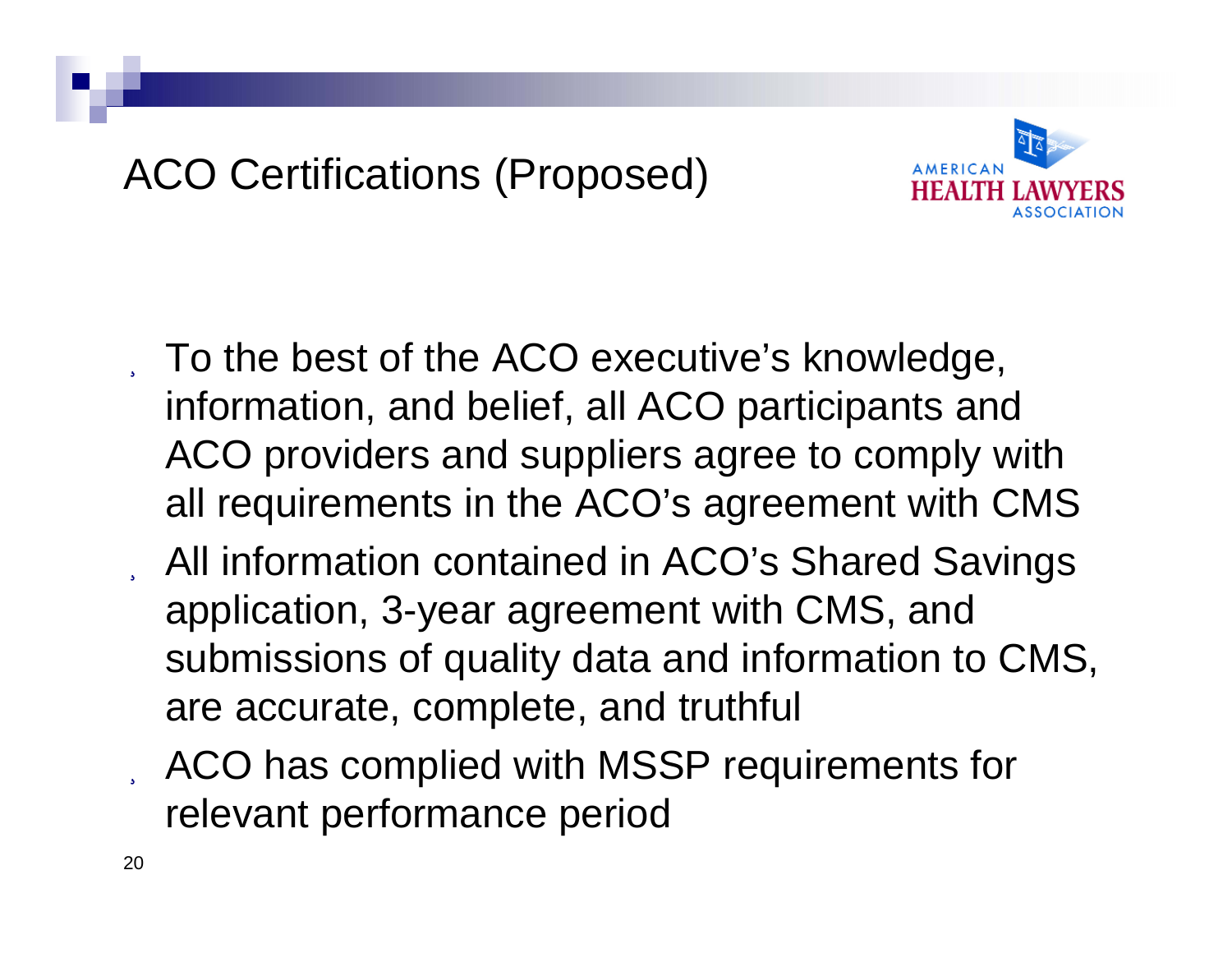# ACO Certifications (Proposed)

- To the best of the ACO executive's knowledge, information, and belief, all ACO participants and ACO providers and suppliers agree to comply with all requirements in the ACO's agreement with CMS
- All information contained in ACO's Shared Savings application, 3-year agreement with CMS, and submissions of quality data and information to CMS, are accurate, complete, and truthful
- ACO has complied with MSSP requirements for relevant performance period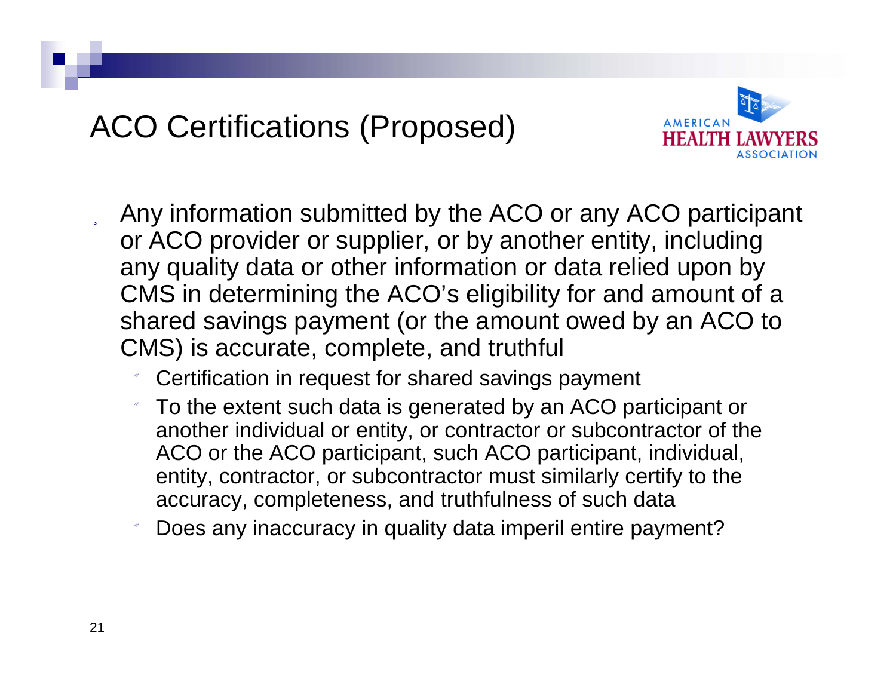# ACO Certifications (Proposed)

- Any information submitted by the ACO or any ACO participant or ACO provider or supplier, or by another entity, including any quality data or other information or data relied upon by CMS in determining the ACO's eligibility for and amount of a shared savings payment (or the amount owed by an ACO to CMS) is accurate, complete, and truthful
  - Certification in request for shared savings payment
  - To the extent such data is generated by an ACO participant or another individual or entity, or contractor or subcontractor of the ACO or the ACO participant, such ACO participant, individual, entity, contractor, or subcontractor must similarly certify to the accuracy, completeness, and truthfulness of such data
  - Does any inaccuracy in quality data imperil entire payment?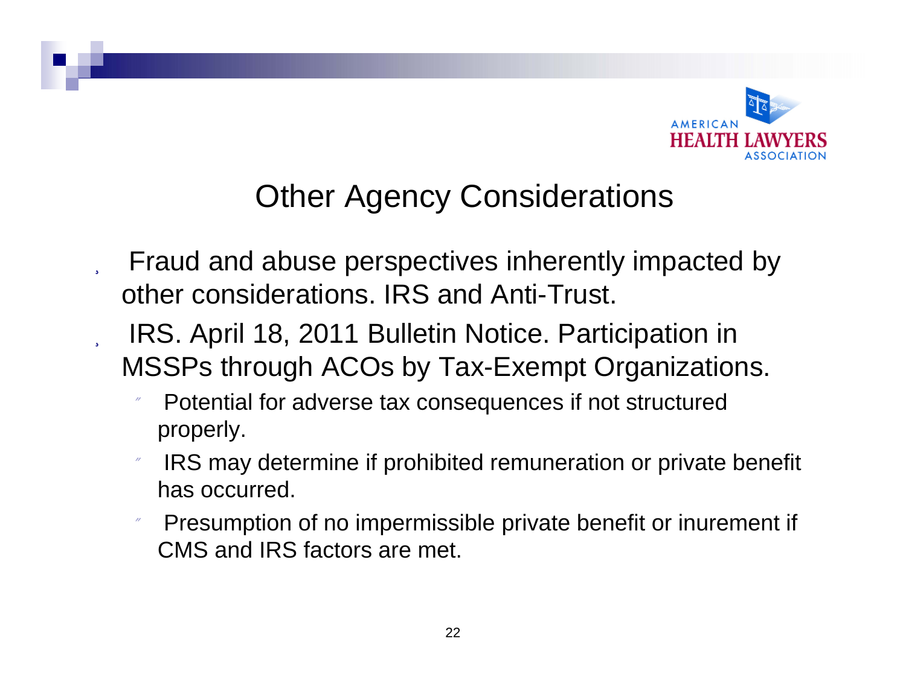# Other Agency Considerations

- Fraud and abuse perspectives inherently impacted by other considerations. IRS and Anti-Trust.
- IRS. April 18, 2011 Bulletin Notice. Participation in MSSPs through ACOs by Tax-Exempt Organizations.
  - Potential for adverse tax consequences if not structured properly.
  - IRS may determine if prohibited remuneration or private benefit has occurred.
  - Presumption of no impermissible private benefit or inurement if CMS and IRS factors are met.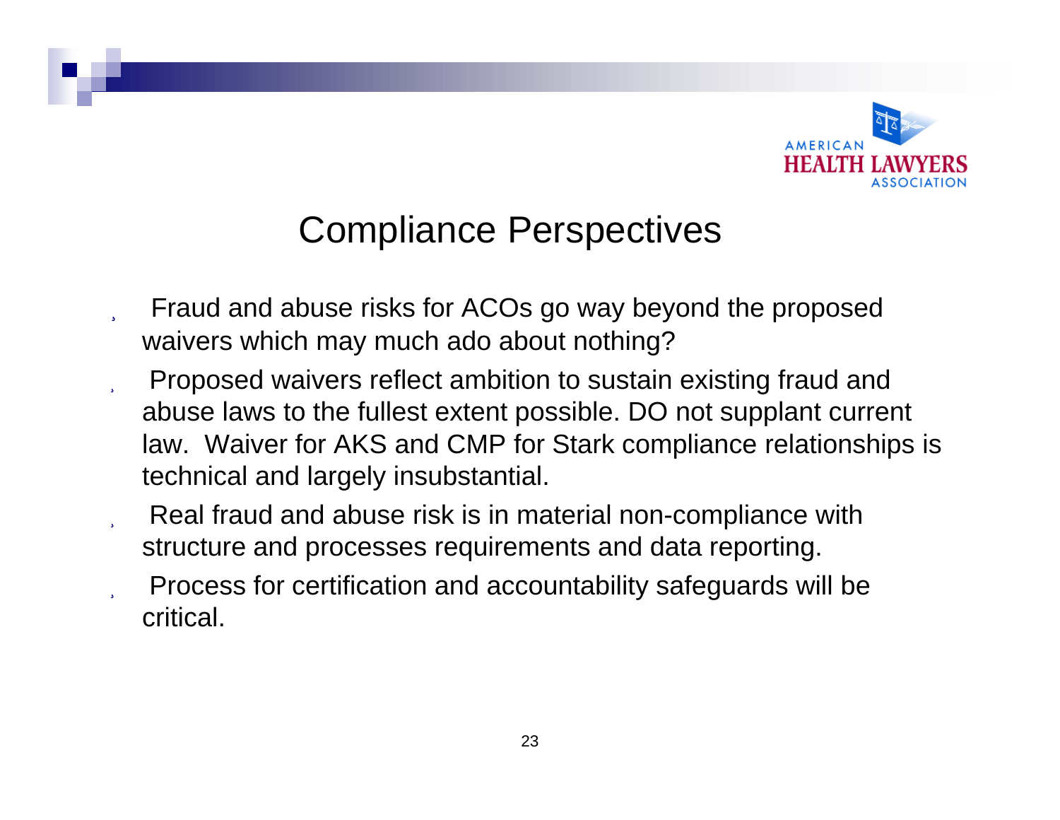# Compliance Perspectives

- Fraud and abuse risks for ACOs go way beyond the proposed waivers which may much ado about nothing?
- Proposed waivers reflect ambition to sustain existing fraud and abuse laws to the fullest extent possible. DO not supplant current law. Waiver for AKS and CMP for Stark compliance relationships is technical and largely insubstantial.
- Real fraud and abuse risk is in material non-compliance with structure and processes requirements and data reporting.
- Process for certification and accountability safeguards will be critical.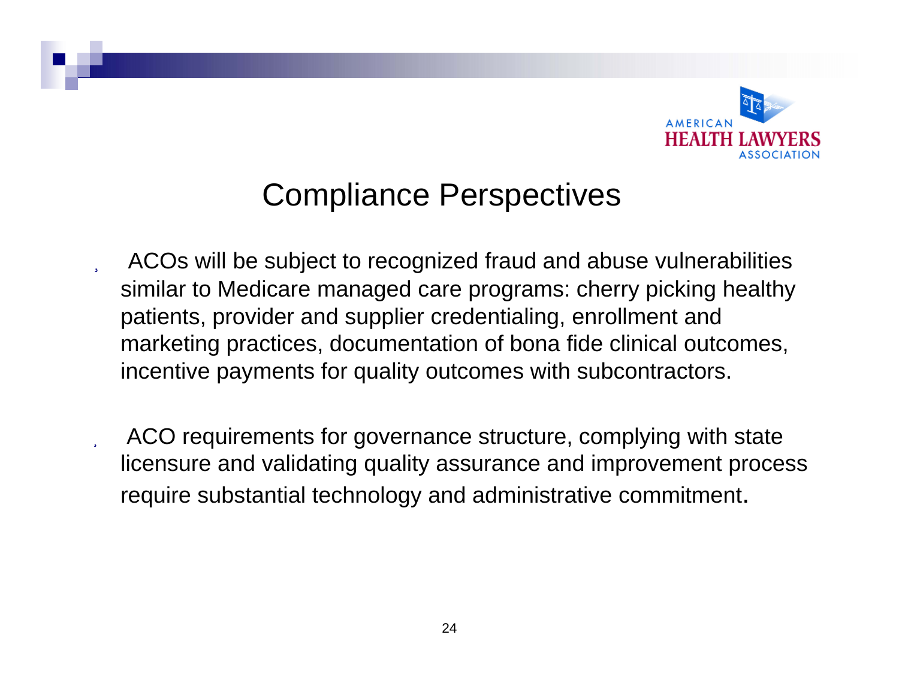# Compliance Perspectives

- ACOs will be subject to recognized fraud and abuse vulnerabilities similar to Medicare managed care programs: cherry picking healthy patients, provider and supplier credentialing, enrollment and marketing practices, documentation of bona fide clinical outcomes, incentive payments for quality outcomes with subcontractors.

- ACO requirements for governance structure, complying with state licensure and validating quality assurance and improvement process require substantial technology and administrative commitment.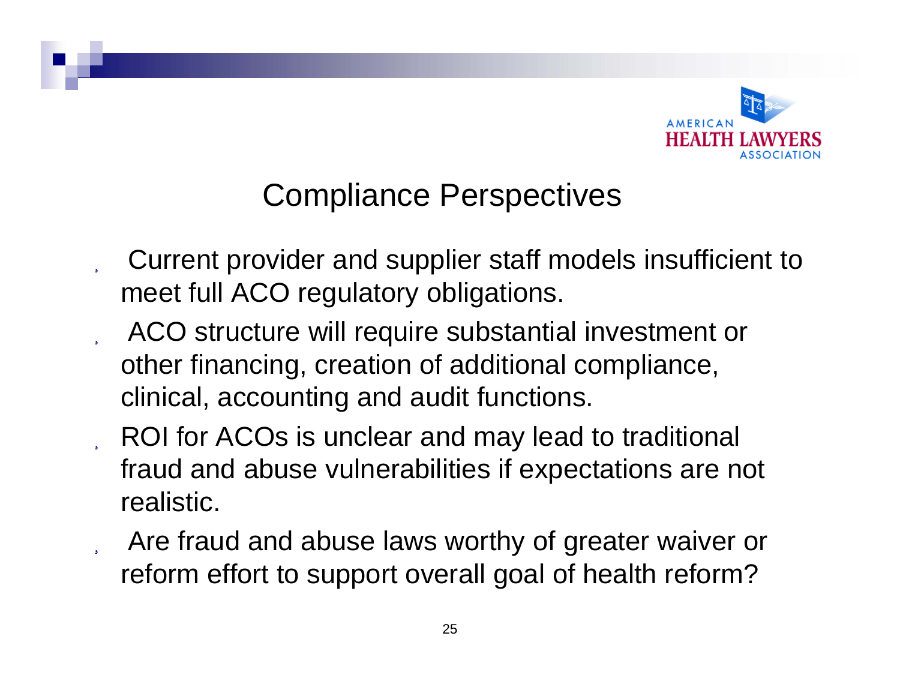## Compliance Perspectives

- Current provider and supplier staff models insufficient to meet full ACO regulatory obligations.
- ACO structure will require substantial investment or other financing, creation of additional compliance, clinical, accounting and audit functions.
- ROI for ACOs is unclear and may lead to traditional fraud and abuse vulnerabilities if expectations are not realistic.
- Are fraud and abuse laws worthy of greater waiver or reform effort to support overall goal of health reform?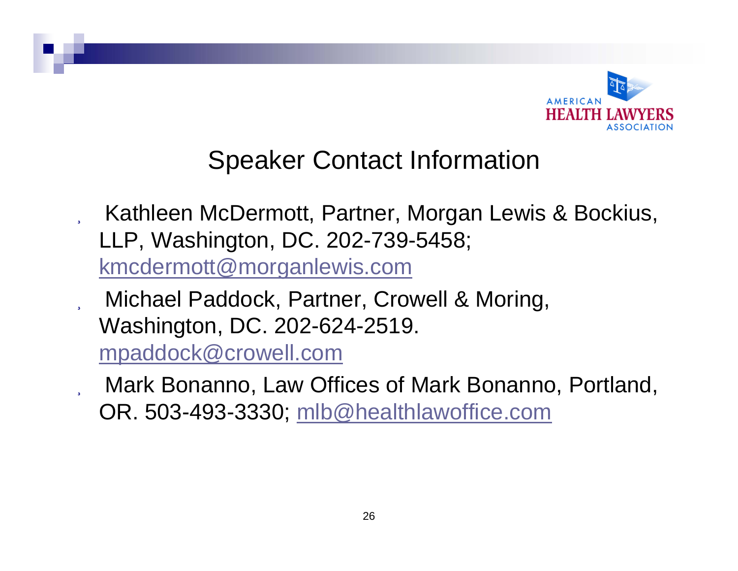AMERICAN HEALTH LAWYERS ASSOCIATION

# Speaker Contact Information

- Kathleen McDermott, Partner, Morgan Lewis & Bockius, LLP, Washington, DC. 202-739-5458; kmcdermott@morganlewis.com
- Michael Paddock, Partner, Crowell & Moring, Washington, DC. 202-624-2519. mpaddock@crowell.com
- Mark Bonanno, Law Offices of Mark Bonanno, Portland, OR. 503-493-3330; mlb@healthlawoffice.com